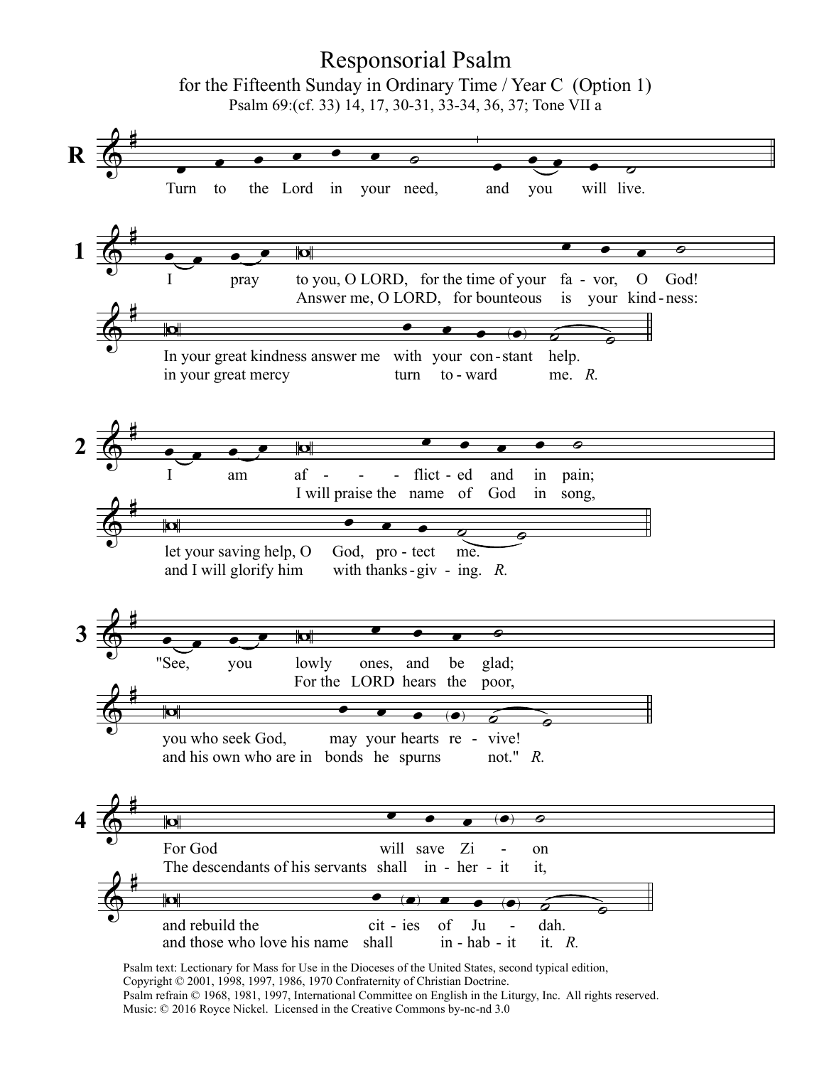# Responsorial Psalm

## for the Fifteenth Sunday in Ordinary Time / Year C (Option 1)

Psalm 69:(cf. 33) 14, 17, 30-31, 33-34, 36, 37; Tone VII a

**R** Turn to the Lord in your need, and you will live.

**1** I pray to you, O LORD, for the time of your favor, O God!
In your great kindness answer me with your constant help.
Answer me, O LORD, for bounteous is your kindness:
in your great mercy turn toward me. *R.*

**2** I am afflicted and in pain;
let your saving help, O God, protect me.
I will praise the name of God in song,
and I will glorify him with thanksgiving. *R.*

**3** "See, you lowly ones, and be glad;
you who seek God, may your hearts revive!
For the LORD hears the poor,
and his own who are in bonds he spurns not." *R.*

**4** For God will save Zion
and rebuild the cities of Judah.
The descendants of his servants shall inherit it,
and those who love his name shall inhabit it. *R.*

Psalm text: Lectionary for Mass for Use in the Dioceses of the United States, second typical edition, Copyright © 2001, 1998, 1997, 1986, 1970 Confraternity of Christian Doctrine.
Psalm refrain © 1968, 1981, 1997, International Committee on English in the Liturgy, Inc. All rights reserved.
Music: © 2016 Royce Nickel. Licensed in the Creative Commons by-nc-nd 3.0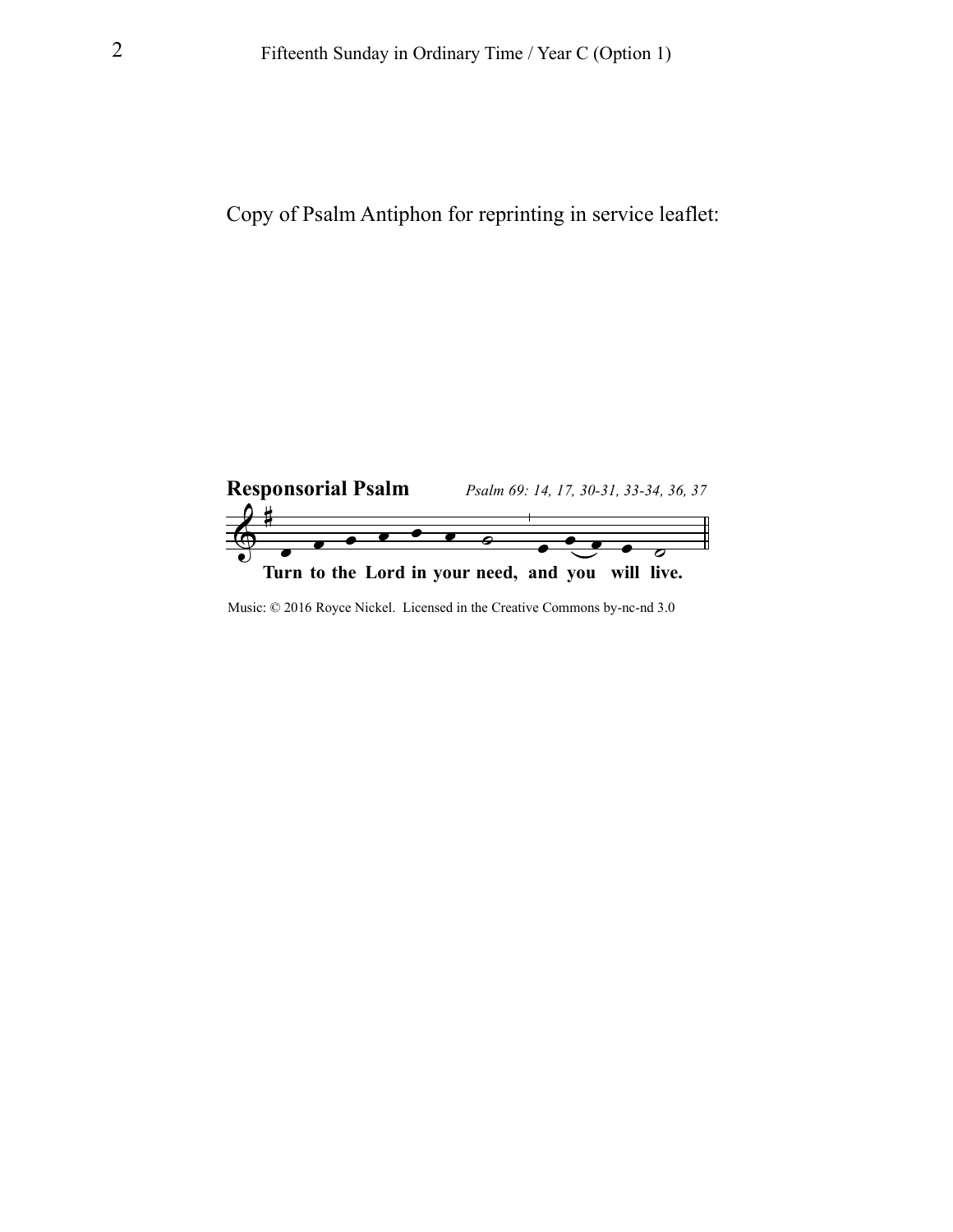Copy of Psalm Antiphon for reprinting in service leaflet:

**Responsorial Psalm** *Psalm 69: 14, 17, 30-31, 33-34, 36, 37*

**Turn to the Lord in your need, and you will live.**

Music: © 2016 Royce Nickel. Licensed in the Creative Commons by-nc-nd 3.0